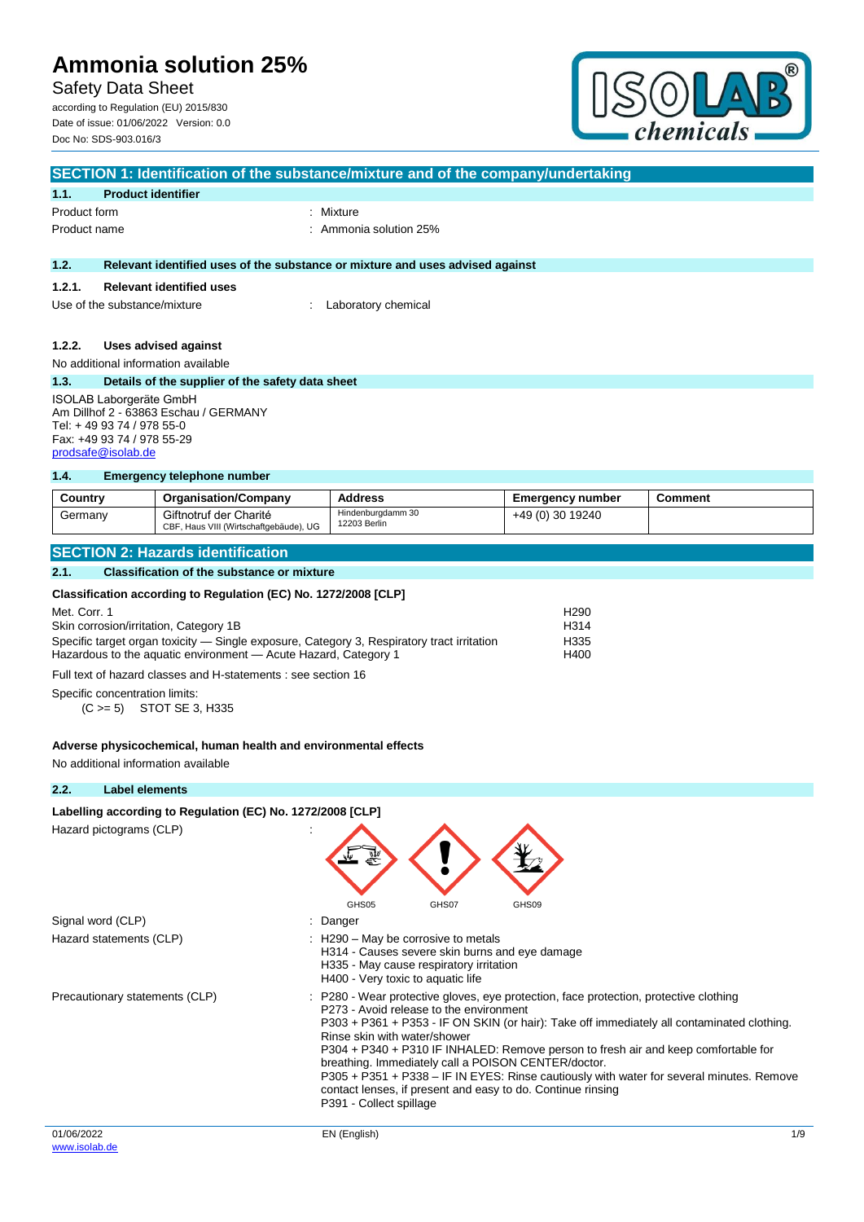# Ammonia solution 25%

Safety Data Sheet

according to Regulation (EU) 2015/830
Date of issue: 01/06/2022 Version: 0.0
Doc No: SDS-903.016/3

## SECTION 1: Identification of the substance/mixture and of the company/undertaking

### 1.1. Product identifier

Product form : Mixture
Product name : Ammonia solution 25%

### 1.2. Relevant identified uses of the substance or mixture and uses advised against

#### 1.2.1. Relevant identified uses

Use of the substance/mixture : Laboratory chemical

#### 1.2.2. Uses advised against

No additional information available

### 1.3. Details of the supplier of the safety data sheet

ISOLAB Laborgeräte GmbH
Am Dillhof 2 - 63863 Eschau / GERMANY
Tel: + 49 93 74 / 978 55-0
Fax: +49 93 74 / 978 55-29
prodsafe@isolab.de

### 1.4. Emergency telephone number

| Country | Organisation/Company | Address | Emergency number | Comment |
|---|---|---|---|---|
| Germany | Giftnotruf der Charité CBF, Haus VIII (Wirtschaftgebäude), UG | Hindenburgdamm 30 12203 Berlin | +49 (0) 30 19240 | |

## SECTION 2: Hazards identification

### 2.1. Classification of the substance or mixture

**Classification according to Regulation (EC) No. 1272/2008 [CLP]**

| | |
|---|---|
| Met. Corr. 1 | H290 |
| Skin corrosion/irritation, Category 1B | H314 |
| Specific target organ toxicity — Single exposure, Category 3, Respiratory tract irritation | H335 |
| Hazardous to the aquatic environment — Acute Hazard, Category 1 | H400 |

Full text of hazard classes and H-statements : see section 16

Specific concentration limits:
(C >= 5) STOT SE 3, H335

**Adverse physicochemical, human health and environmental effects**

No additional information available

### 2.2. Label elements

**Labelling according to Regulation (EC) No. 1272/2008 [CLP]**

Hazard pictograms (CLP) : GHS05 GHS07 GHS09

Signal word (CLP) : Danger

Hazard statements (CLP) :
H290 – May be corrosive to metals
H314 - Causes severe skin burns and eye damage
H335 - May cause respiratory irritation
H400 - Very toxic to aquatic life

Precautionary statements (CLP) :
P280 - Wear protective gloves, eye protection, face protection, protective clothing
P273 - Avoid release to the environment
P303 + P361 + P353 - IF ON SKIN (or hair): Take off immediately all contaminated clothing. Rinse skin with water/shower
P304 + P340 + P310 IF INHALED: Remove person to fresh air and keep comfortable for breathing. Immediately call a POISON CENTER/doctor.
P305 + P351 + P338 – IF IN EYES: Rinse cautiously with water for several minutes. Remove contact lenses, if present and easy to do. Continue rinsing
P391 - Collect spillage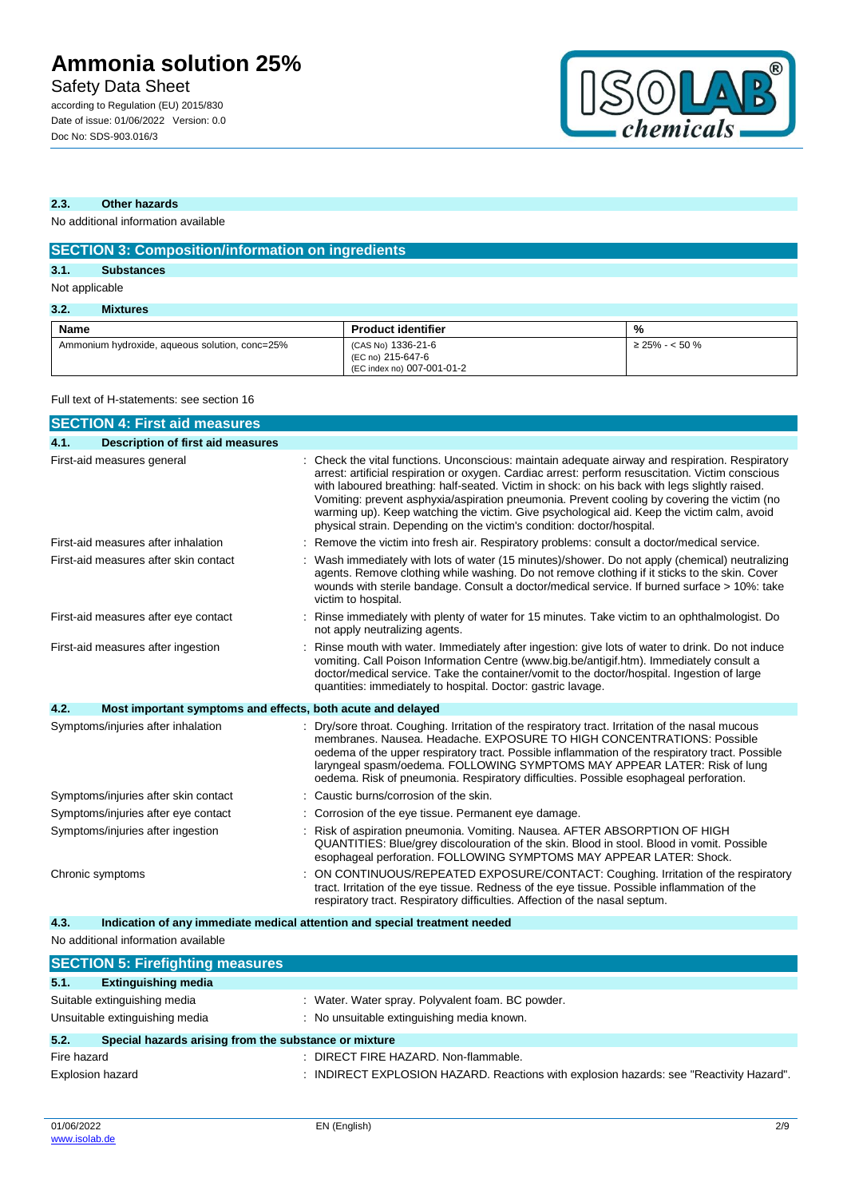### 2.3. Other hazards

No additional information available

## SECTION 3: Composition/information on ingredients

### 3.1. Substances

Not applicable

### 3.2. Mixtures

| Name | Product identifier | % |
|---|---|---|
| Ammonium hydroxide, aqueous solution, conc=25% | (CAS No) 1336-21-6<br>(EC no) 215-647-6<br>(EC index no) 007-001-01-2 | ≥ 25% - < 50 % |

Full text of H-statements: see section 16

## SECTION 4: First aid measures

### 4.1. Description of first aid measures

First-aid measures general : Check the vital functions. Unconscious: maintain adequate airway and respiration. Respiratory arrest: artificial respiration or oxygen. Cardiac arrest: perform resuscitation. Victim conscious with laboured breathing: half-seated. Victim in shock: on his back with legs slightly raised. Vomiting: prevent asphyxia/aspiration pneumonia. Prevent cooling by covering the victim (no warming up). Keep watching the victim. Give psychological aid. Keep the victim calm, avoid physical strain. Depending on the victim's condition: doctor/hospital.

First-aid measures after inhalation : Remove the victim into fresh air. Respiratory problems: consult a doctor/medical service.

First-aid measures after skin contact : Wash immediately with lots of water (15 minutes)/shower. Do not apply (chemical) neutralizing agents. Remove clothing while washing. Do not remove clothing if it sticks to the skin. Cover wounds with sterile bandage. Consult a doctor/medical service. If burned surface > 10%: take victim to hospital.

First-aid measures after eye contact : Rinse immediately with plenty of water for 15 minutes. Take victim to an ophthalmologist. Do not apply neutralizing agents.

First-aid measures after ingestion : Rinse mouth with water. Immediately after ingestion: give lots of water to drink. Do not induce vomiting. Call Poison Information Centre (www.big.be/antigif.htm). Immediately consult a doctor/medical service. Take the container/vomit to the doctor/hospital. Ingestion of large quantities: immediately to hospital. Doctor: gastric lavage.

### 4.2. Most important symptoms and effects, both acute and delayed

Symptoms/injuries after inhalation : Dry/sore throat. Coughing. Irritation of the respiratory tract. Irritation of the nasal mucous membranes. Nausea. Headache. EXPOSURE TO HIGH CONCENTRATIONS: Possible oedema of the upper respiratory tract. Possible inflammation of the respiratory tract. Possible laryngeal spasm/oedema. FOLLOWING SYMPTOMS MAY APPEAR LATER: Risk of lung oedema. Risk of pneumonia. Respiratory difficulties. Possible esophageal perforation.

Symptoms/injuries after skin contact : Caustic burns/corrosion of the skin.

Symptoms/injuries after eye contact : Corrosion of the eye tissue. Permanent eye damage.

Symptoms/injuries after ingestion : Risk of aspiration pneumonia. Vomiting. Nausea. AFTER ABSORPTION OF HIGH QUANTITIES: Blue/grey discolouration of the skin. Blood in stool. Blood in vomit. Possible esophageal perforation. FOLLOWING SYMPTOMS MAY APPEAR LATER: Shock.

Chronic symptoms : ON CONTINUOUS/REPEATED EXPOSURE/CONTACT: Coughing. Irritation of the respiratory tract. Irritation of the eye tissue. Redness of the eye tissue. Possible inflammation of the respiratory tract. Respiratory difficulties. Affection of the nasal septum.

### 4.3. Indication of any immediate medical attention and special treatment needed

No additional information available

## SECTION 5: Firefighting measures

### 5.1. Extinguishing media

Suitable extinguishing media : Water. Water spray. Polyvalent foam. BC powder.

Unsuitable extinguishing media : No unsuitable extinguishing media known.

### 5.2. Special hazards arising from the substance or mixture

Fire hazard : DIRECT FIRE HAZARD. Non-flammable.

Explosion hazard : INDIRECT EXPLOSION HAZARD. Reactions with explosion hazards: see "Reactivity Hazard".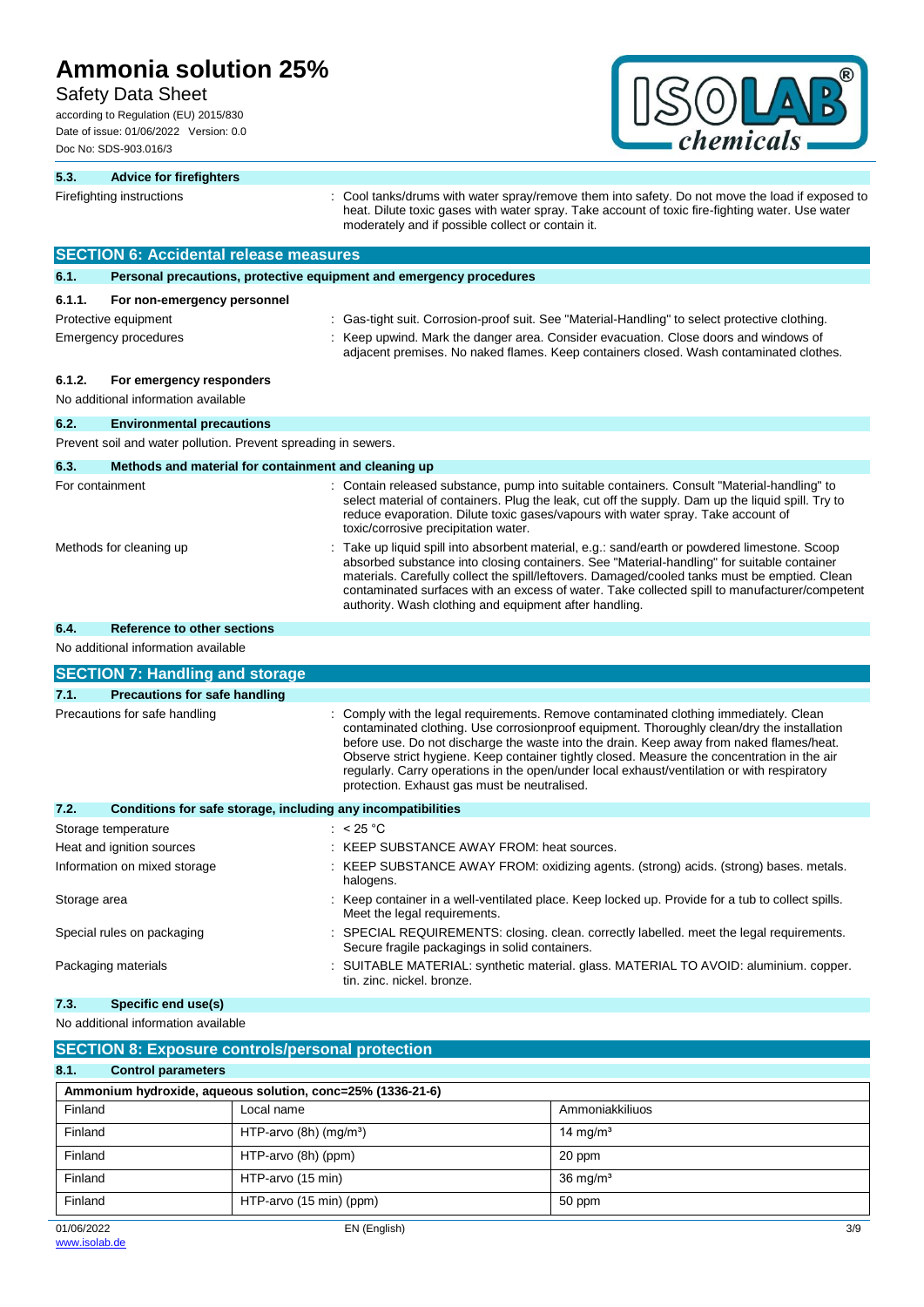### 5.3. Advice for firefighters

Firefighting instructions : Cool tanks/drums with water spray/remove them into safety. Do not move the load if exposed to heat. Dilute toxic gases with water spray. Take account of toxic fire-fighting water. Use water moderately and if possible collect or contain it.

## SECTION 6: Accidental release measures

### 6.1. Personal precautions, protective equipment and emergency procedures

#### 6.1.1. For non-emergency personnel

Protective equipment : Gas-tight suit. Corrosion-proof suit. See "Material-Handling" to select protective clothing.

Emergency procedures : Keep upwind. Mark the danger area. Consider evacuation. Close doors and windows of adjacent premises. No naked flames. Keep containers closed. Wash contaminated clothes.

#### 6.1.2. For emergency responders

No additional information available

### 6.2. Environmental precautions

Prevent soil and water pollution. Prevent spreading in sewers.

### 6.3. Methods and material for containment and cleaning up

For containment : Contain released substance, pump into suitable containers. Consult "Material-handling" to select material of containers. Plug the leak, cut off the supply. Dam up the liquid spill. Try to reduce evaporation. Dilute toxic gases/vapours with water spray. Take account of toxic/corrosive precipitation water.

Methods for cleaning up : Take up liquid spill into absorbent material, e.g.: sand/earth or powdered limestone. Scoop absorbed substance into closing containers. See "Material-handling" for suitable container materials. Carefully collect the spill/leftovers. Damaged/cooled tanks must be emptied. Clean contaminated surfaces with an excess of water. Take collected spill to manufacturer/competent authority. Wash clothing and equipment after handling.

### 6.4. Reference to other sections

No additional information available

## SECTION 7: Handling and storage

### 7.1. Precautions for safe handling

Precautions for safe handling : Comply with the legal requirements. Remove contaminated clothing immediately. Clean contaminated clothing. Use corrosionproof equipment. Thoroughly clean/dry the installation before use. Do not discharge the waste into the drain. Keep away from naked flames/heat. Observe strict hygiene. Keep container tightly closed. Measure the concentration in the air regularly. Carry operations in the open/under local exhaust/ventilation or with respiratory protection. Exhaust gas must be neutralised.

### 7.2. Conditions for safe storage, including any incompatibilities

Storage temperature : < 25 °C

Heat and ignition sources : KEEP SUBSTANCE AWAY FROM: heat sources.

Information on mixed storage : KEEP SUBSTANCE AWAY FROM: oxidizing agents. (strong) acids. (strong) bases. metals. halogens.

Storage area : Keep container in a well-ventilated place. Keep locked up. Provide for a tub to collect spills. Meet the legal requirements.

Special rules on packaging : SPECIAL REQUIREMENTS: closing. clean. correctly labelled. meet the legal requirements. Secure fragile packagings in solid containers.

Packaging materials : SUITABLE MATERIAL: synthetic material. glass. MATERIAL TO AVOID: aluminium. copper. tin. zinc. nickel. bronze.

### 7.3. Specific end use(s)

No additional information available

## SECTION 8: Exposure controls/personal protection

### 8.1. Control parameters

| Ammonium hydroxide, aqueous solution, conc=25% (1336-21-6) | | |
|---|---|---|
| Finland | Local name | Ammoniakkiliuos |
| Finland | HTP-arvo (8h) (mg/m³) | 14 mg/m³ |
| Finland | HTP-arvo (8h) (ppm) | 20 ppm |
| Finland | HTP-arvo (15 min) | 36 mg/m³ |
| Finland | HTP-arvo (15 min) (ppm) | 50 ppm |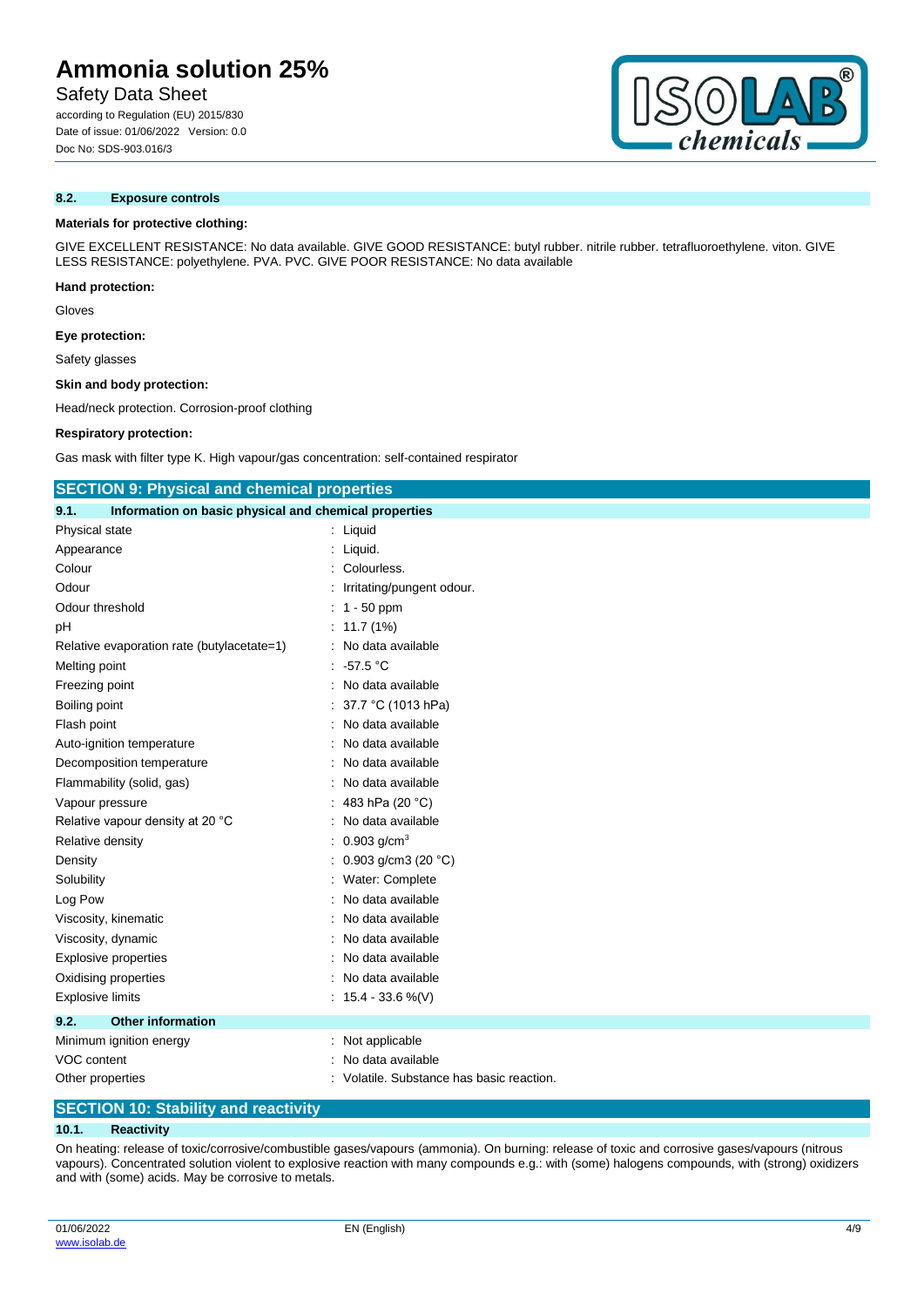### 8.2. Exposure controls

**Materials for protective clothing:**

GIVE EXCELLENT RESISTANCE: No data available. GIVE GOOD RESISTANCE: butyl rubber. nitrile rubber. tetrafluoroethylene. viton. GIVE LESS RESISTANCE: polyethylene. PVA. PVC. GIVE POOR RESISTANCE: No data available

**Hand protection:**

Gloves

**Eye protection:**

Safety glasses

**Skin and body protection:**

Head/neck protection. Corrosion-proof clothing

**Respiratory protection:**

Gas mask with filter type K. High vapour/gas concentration: self-contained respirator

## SECTION 9: Physical and chemical properties

### 9.1. Information on basic physical and chemical properties

| Property | Value |
|---|---|
| Physical state | Liquid |
| Appearance | Liquid. |
| Colour | Colourless. |
| Odour | Irritating/pungent odour. |
| Odour threshold | 1 - 50 ppm |
| pH | 11.7 (1%) |
| Relative evaporation rate (butylacetate=1) | No data available |
| Melting point | -57.5 °C |
| Freezing point | No data available |
| Boiling point | 37.7 °C (1013 hPa) |
| Flash point | No data available |
| Auto-ignition temperature | No data available |
| Decomposition temperature | No data available |
| Flammability (solid, gas) | No data available |
| Vapour pressure | 483 hPa (20 °C) |
| Relative vapour density at 20 °C | No data available |
| Relative density | 0.903 g/cm$^3$ |
| Density | 0.903 g/cm3 (20 °C) |
| Solubility | Water: Complete |
| Log Pow | No data available |
| Viscosity, kinematic | No data available |
| Viscosity, dynamic | No data available |
| Explosive properties | No data available |
| Oxidising properties | No data available |
| Explosive limits | 15.4 - 33.6 %(V) |

### 9.2. Other information

| Property | Value |
|---|---|
| Minimum ignition energy | Not applicable |
| VOC content | No data available |
| Other properties | Volatile. Substance has basic reaction. |

## SECTION 10: Stability and reactivity

### 10.1. Reactivity

On heating: release of toxic/corrosive/combustible gases/vapours (ammonia). On burning: release of toxic and corrosive gases/vapours (nitrous vapours). Concentrated solution violent to explosive reaction with many compounds e.g.: with (some) halogens compounds, with (strong) oxidizers and with (some) acids. May be corrosive to metals.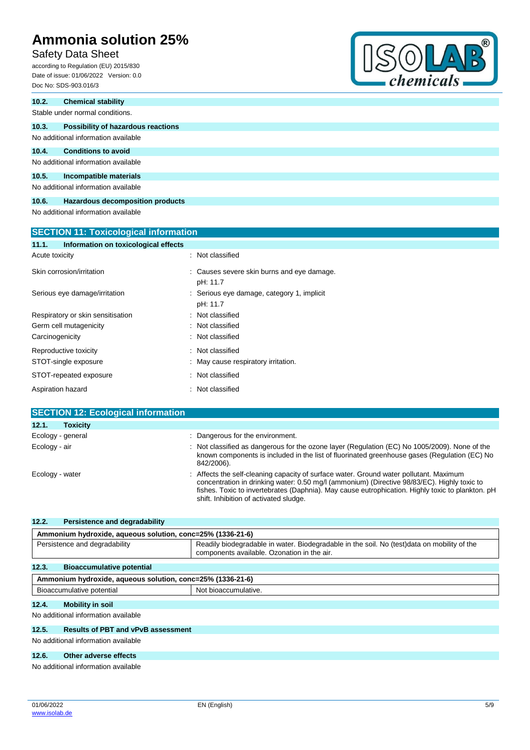#### 10.2. Chemical stability

Stable under normal conditions.

#### 10.3. Possibility of hazardous reactions

No additional information available

#### 10.4. Conditions to avoid

No additional information available

#### 10.5. Incompatible materials

No additional information available

#### 10.6. Hazardous decomposition products

No additional information available

## SECTION 11: Toxicological information

#### 11.1. Information on toxicological effects

| | |
|---|---|
| Acute toxicity | : Not classified |
| Skin corrosion/irritation | : Causes severe skin burns and eye damage.<br>pH: 11.7 |
| Serious eye damage/irritation | : Serious eye damage, category 1, implicit<br>pH: 11.7 |
| Respiratory or skin sensitisation | : Not classified |
| Germ cell mutagenicity | : Not classified |
| Carcinogenicity | : Not classified |
| Reproductive toxicity | : Not classified |
| STOT-single exposure | : May cause respiratory irritation. |
| STOT-repeated exposure | : Not classified |
| Aspiration hazard | : Not classified |

## SECTION 12: Ecological information

#### 12.1. Toxicity

| | |
|---|---|
| Ecology - general | : Dangerous for the environment. |
| Ecology - air | : Not classified as dangerous for the ozone layer (Regulation (EC) No 1005/2009). None of the known components is included in the list of fluorinated greenhouse gases (Regulation (EC) No 842/2006). |
| Ecology - water | : Affects the self-cleaning capacity of surface water. Ground water pollutant. Maximum concentration in drinking water: 0.50 mg/l (ammonium) (Directive 98/83/EC). Highly toxic to fishes. Toxic to invertebrates (Daphnia). May cause eutrophication. Highly toxic to plankton. pH shift. Inhibition of activated sludge. |

#### 12.2. Persistence and degradability

| Ammonium hydroxide, aqueous solution, conc=25% (1336-21-6) | |
|---|---|
| Persistence and degradability | Readily biodegradable in water. Biodegradable in the soil. No (test)data on mobility of the components available. Ozonation in the air. |

#### 12.3. Bioaccumulative potential

| Ammonium hydroxide, aqueous solution, conc=25% (1336-21-6) | |
|---|---|
| Bioaccumulative potential | Not bioaccumulative. |

#### 12.4. Mobility in soil

No additional information available

#### 12.5. Results of PBT and vPvB assessment

No additional information available

#### 12.6. Other adverse effects

No additional information available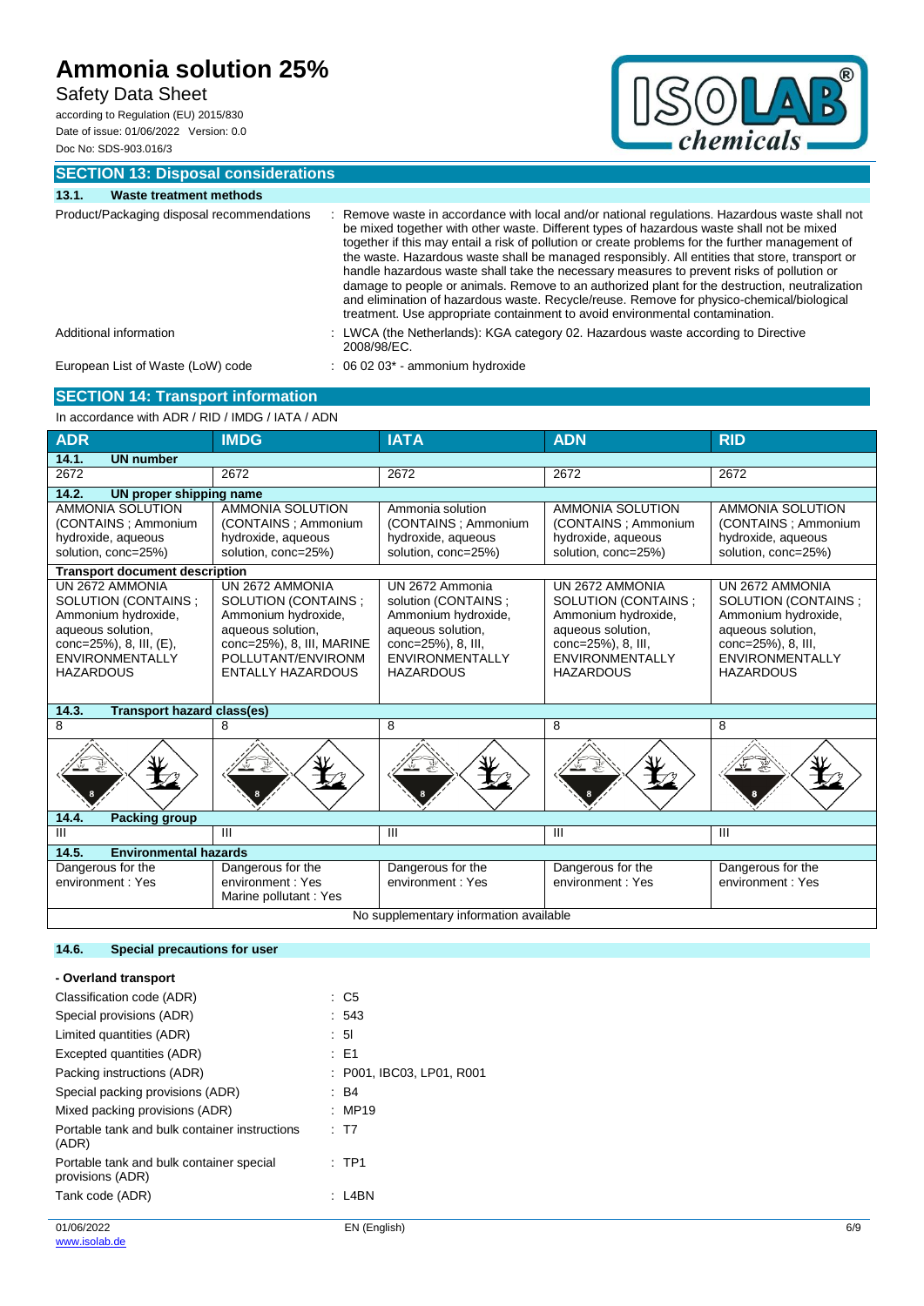## SECTION 13: Disposal considerations

### 13.1. Waste treatment methods

Product/Packaging disposal recommendations : Remove waste in accordance with local and/or national regulations. Hazardous waste shall not be mixed together with other waste. Different types of hazardous waste shall not be mixed together if this may entail a risk of pollution or create problems for the further management of the waste. Hazardous waste shall be managed responsibly. All entities that store, transport or handle hazardous waste shall take the necessary measures to prevent risks of pollution or damage to people or animals. Remove to an authorized plant for the destruction, neutralization and elimination of hazardous waste. Recycle/reuse. Remove for physico-chemical/biological treatment. Use appropriate containment to avoid environmental contamination.

Additional information : LWCA (the Netherlands): KGA category 02. Hazardous waste according to Directive 2008/98/EC.

European List of Waste (LoW) code : 06 02 03* - ammonium hydroxide

## SECTION 14: Transport information

In accordance with ADR / RID / IMDG / IATA / ADN

| ADR | IMDG | IATA | ADN | RID |
|---|---|---|---|---|
| **14.1. UN number** | | | | |
| 2672 | 2672 | 2672 | 2672 | 2672 |
| **14.2. UN proper shipping name** | | | | |
| AMMONIA SOLUTION (CONTAINS ; Ammonium hydroxide, aqueous solution, conc=25%) | AMMONIA SOLUTION (CONTAINS ; Ammonium hydroxide, aqueous solution, conc=25%) | Ammonia solution (CONTAINS ; Ammonium hydroxide, aqueous solution, conc=25%) | AMMONIA SOLUTION (CONTAINS ; Ammonium hydroxide, aqueous solution, conc=25%) | AMMONIA SOLUTION (CONTAINS ; Ammonium hydroxide, aqueous solution, conc=25%) |
| **Transport document description** | | | | |
| UN 2672 AMMONIA SOLUTION (CONTAINS ; Ammonium hydroxide, aqueous solution, conc=25%), 8, III, (E), ENVIRONMENTALLY HAZARDOUS | UN 2672 AMMONIA SOLUTION (CONTAINS ; Ammonium hydroxide, aqueous solution, conc=25%), 8, III, MARINE POLLUTANT/ENVIRONMENTALLY HAZARDOUS | UN 2672 Ammonia solution (CONTAINS ; Ammonium hydroxide, aqueous solution, conc=25%), 8, III, ENVIRONMENTALLY HAZARDOUS | UN 2672 AMMONIA SOLUTION (CONTAINS ; Ammonium hydroxide, aqueous solution, conc=25%), 8, III, ENVIRONMENTALLY HAZARDOUS | UN 2672 AMMONIA SOLUTION (CONTAINS ; Ammonium hydroxide, aqueous solution, conc=25%), 8, III, ENVIRONMENTALLY HAZARDOUS |
| **14.3. Transport hazard class(es)** | | | | |
| 8 | 8 | 8 | 8 | 8 |
| **14.4. Packing group** | | | | |
| III | III | III | III | III |
| **14.5. Environmental hazards** | | | | |
| Dangerous for the environment : Yes | Dangerous for the environment : Yes<br>Marine pollutant : Yes | Dangerous for the environment : Yes | Dangerous for the environment : Yes | Dangerous for the environment : Yes |
| No supplementary information available | | | | |

### 14.6. Special precautions for user

**- Overland transport**

Classification code (ADR) : C5

Special provisions (ADR) : 543

Limited quantities (ADR) : 5l

Excepted quantities (ADR) : E1

Packing instructions (ADR) : P001, IBC03, LP01, R001

Special packing provisions (ADR) : B4

Mixed packing provisions (ADR) : MP19

Portable tank and bulk container instructions (ADR) : T7

Portable tank and bulk container special provisions (ADR) : TP1

Tank code (ADR) : L4BN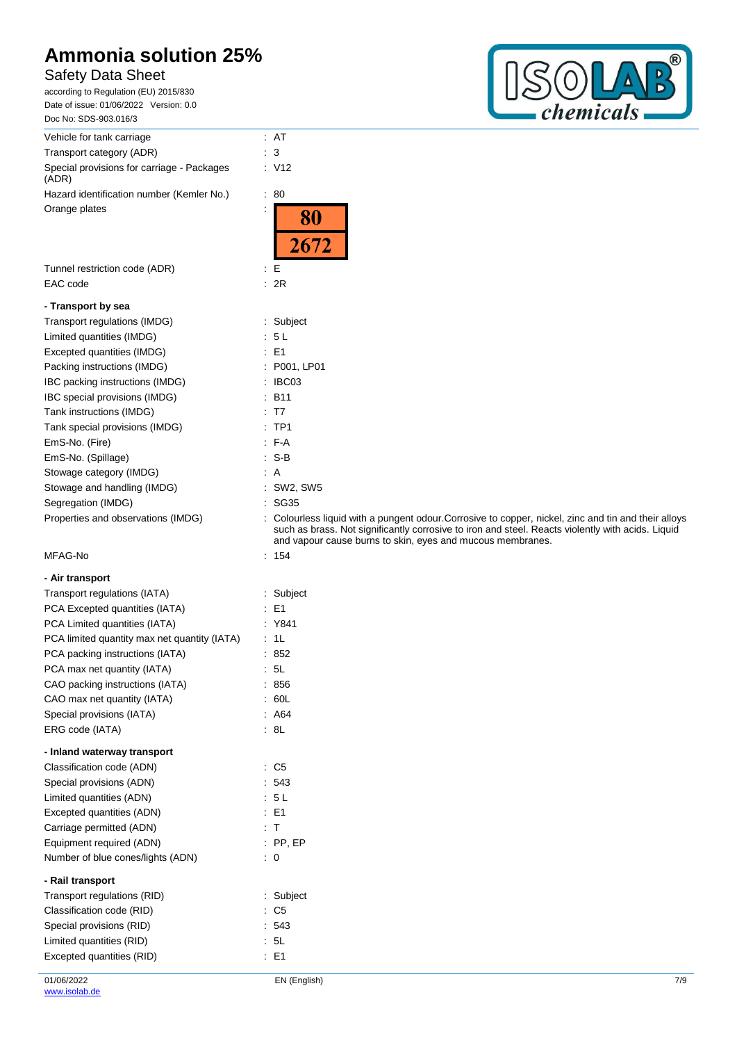| | |
|---|---|
| Vehicle for tank carriage | : AT |
| Transport category (ADR) | : 3 |
| Special provisions for carriage - Packages (ADR) | : V12 |
| Hazard identification number (Kemler No.) | : 80 |
| Orange plates | : 80 / 2672 |
| Tunnel restriction code (ADR) | : E |
| EAC code | : 2R |

**- Transport by sea**

| | |
|---|---|
| Transport regulations (IMDG) | : Subject |
| Limited quantities (IMDG) | : 5 L |
| Excepted quantities (IMDG) | : E1 |
| Packing instructions (IMDG) | : P001, LP01 |
| IBC packing instructions (IMDG) | : IBC03 |
| IBC special provisions (IMDG) | : B11 |
| Tank instructions (IMDG) | : T7 |
| Tank special provisions (IMDG) | : TP1 |
| EmS-No. (Fire) | : F-A |
| EmS-No. (Spillage) | : S-B |
| Stowage category (IMDG) | : A |
| Stowage and handling (IMDG) | : SW2, SW5 |
| Segregation (IMDG) | : SG35 |
| Properties and observations (IMDG) | : Colourless liquid with a pungent odour.Corrosive to copper, nickel, zinc and tin and their alloys such as brass. Not significantly corrosive to iron and steel. Reacts violently with acids. Liquid and vapour cause burns to skin, eyes and mucous membranes. |
| MFAG-No | : 154 |

**- Air transport**

| | |
|---|---|
| Transport regulations (IATA) | : Subject |
| PCA Excepted quantities (IATA) | : E1 |
| PCA Limited quantities (IATA) | : Y841 |
| PCA limited quantity max net quantity (IATA) | : 1L |
| PCA packing instructions (IATA) | : 852 |
| PCA max net quantity (IATA) | : 5L |
| CAO packing instructions (IATA) | : 856 |
| CAO max net quantity (IATA) | : 60L |
| Special provisions (IATA) | : A64 |
| ERG code (IATA) | : 8L |

**- Inland waterway transport**

| | |
|---|---|
| Classification code (ADN) | : C5 |
| Special provisions (ADN) | : 543 |
| Limited quantities (ADN) | : 5 L |
| Excepted quantities (ADN) | : E1 |
| Carriage permitted (ADN) | : T |
| Equipment required (ADN) | : PP, EP |
| Number of blue cones/lights (ADN) | : 0 |

**- Rail transport**

| | |
|---|---|
| Transport regulations (RID) | : Subject |
| Classification code (RID) | : C5 |
| Special provisions (RID) | : 543 |
| Limited quantities (RID) | : 5L |
| Excepted quantities (RID) | : E1 |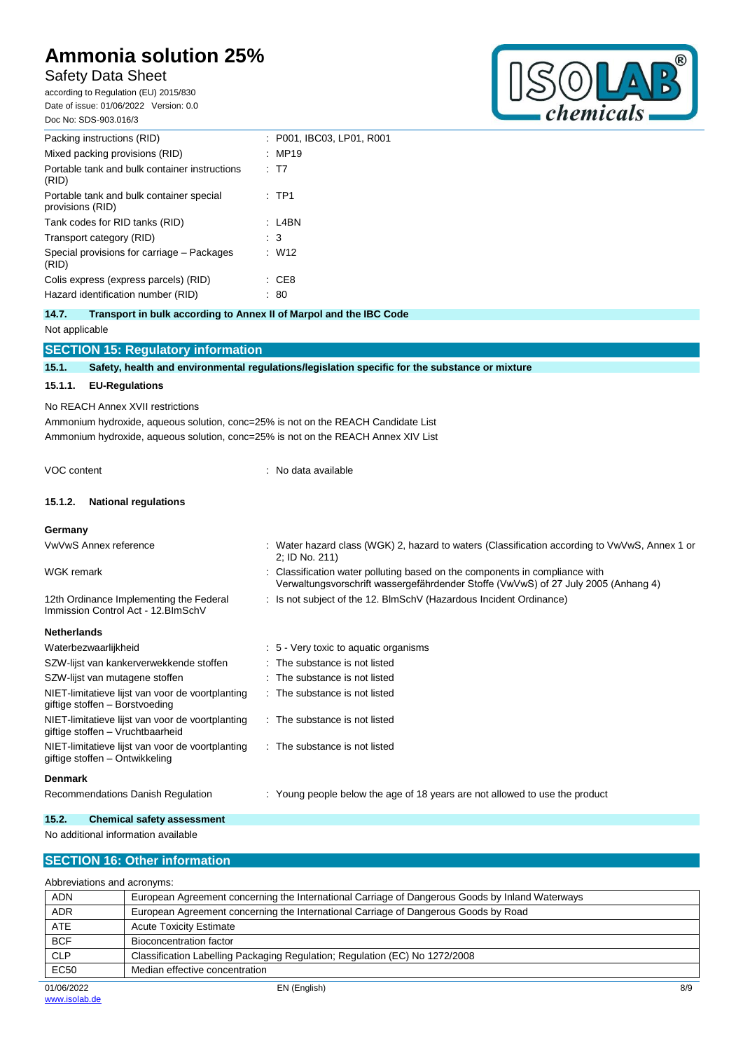| | |
|---|---|
| Packing instructions (RID) | : P001, IBC03, LP01, R001 |
| Mixed packing provisions (RID) | : MP19 |
| Portable tank and bulk container instructions (RID) | : T7 |
| Portable tank and bulk container special provisions (RID) | : TP1 |
| Tank codes for RID tanks (RID) | : L4BN |
| Transport category (RID) | : 3 |
| Special provisions for carriage – Packages (RID) | : W12 |
| Colis express (express parcels) (RID) | : CE8 |
| Hazard identification number (RID) | : 80 |

### 14.7. Transport in bulk according to Annex II of Marpol and the IBC Code

Not applicable

## SECTION 15: Regulatory information

### 15.1. Safety, health and environmental regulations/legislation specific for the substance or mixture

#### 15.1.1. EU-Regulations

No REACH Annex XVII restrictions

Ammonium hydroxide, aqueous solution, conc=25% is not on the REACH Candidate List

Ammonium hydroxide, aqueous solution, conc=25% is not on the REACH Annex XIV List

VOC content : No data available

#### 15.1.2. National regulations

**Germany**

| | |
|---|---|
| VwVwS Annex reference | : Water hazard class (WGK) 2, hazard to waters (Classification according to VwVwS, Annex 1 or 2; ID No. 211) |
| WGK remark | : Classification water polluting based on the components in compliance with Verwaltungsvorschrift wassergefährdender Stoffe (VwVwS) of 27 July 2005 (Anhang 4) |
| 12th Ordinance Implementing the Federal Immission Control Act - 12.BImSchV | : Is not subject of the 12. BlmSchV (Hazardous Incident Ordinance) |

**Netherlands**

| | |
|---|---|
| Waterbezwaarlijkheid | : 5 - Very toxic to aquatic organisms |
| SZW-lijst van kankerverwekkende stoffen | : The substance is not listed |
| SZW-lijst van mutagene stoffen | : The substance is not listed |
| NIET-limitatieve lijst van voor de voortplanting giftige stoffen – Borstvoeding | : The substance is not listed |
| NIET-limitatieve lijst van voor de voortplanting giftige stoffen – Vruchtbaarheid | : The substance is not listed |
| NIET-limitatieve lijst van voor de voortplanting giftige stoffen – Ontwikkeling | : The substance is not listed |

**Denmark**

| | |
|---|---|
| Recommendations Danish Regulation | : Young people below the age of 18 years are not allowed to use the product |

### 15.2. Chemical safety assessment

No additional information available

## SECTION 16: Other information

Abbreviations and acronyms:

| | |
|---|---|
| ADN | European Agreement concerning the International Carriage of Dangerous Goods by Inland Waterways |
| ADR | European Agreement concerning the International Carriage of Dangerous Goods by Road |
| ATE | Acute Toxicity Estimate |
| BCF | Bioconcentration factor |
| CLP | Classification Labelling Packaging Regulation; Regulation (EC) No 1272/2008 |
| EC50 | Median effective concentration |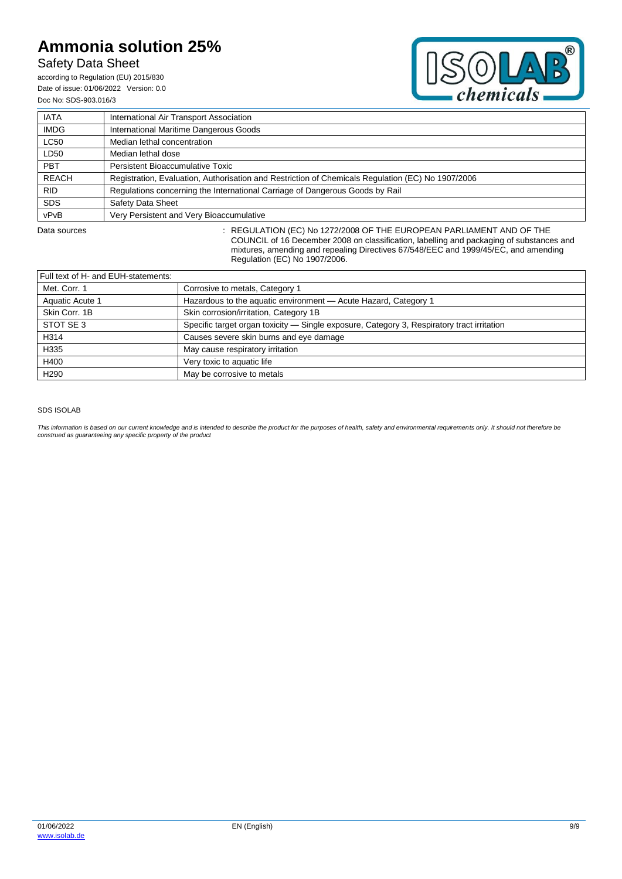| | |
|---|---|
| IATA | International Air Transport Association |
| IMDG | International Maritime Dangerous Goods |
| LC50 | Median lethal concentration |
| LD50 | Median lethal dose |
| PBT | Persistent Bioaccumulative Toxic |
| REACH | Registration, Evaluation, Authorisation and Restriction of Chemicals Regulation (EC) No 1907/2006 |
| RID | Regulations concerning the International Carriage of Dangerous Goods by Rail |
| SDS | Safety Data Sheet |
| vPvB | Very Persistent and Very Bioaccumulative |

Data sources : REGULATION (EC) No 1272/2008 OF THE EUROPEAN PARLIAMENT AND OF THE COUNCIL of 16 December 2008 on classification, labelling and packaging of substances and mixtures, amending and repealing Directives 67/548/EEC and 1999/45/EC, and amending Regulation (EC) No 1907/2006.

| Full text of H- and EUH-statements: | |
|---|---|
| Met. Corr. 1 | Corrosive to metals, Category 1 |
| Aquatic Acute 1 | Hazardous to the aquatic environment — Acute Hazard, Category 1 |
| Skin Corr. 1B | Skin corrosion/irritation, Category 1B |
| STOT SE 3 | Specific target organ toxicity — Single exposure, Category 3, Respiratory tract irritation |
| H314 | Causes severe skin burns and eye damage |
| H335 | May cause respiratory irritation |
| H400 | Very toxic to aquatic life |
| H290 | May be corrosive to metals |

SDS ISOLAB

*This information is based on our current knowledge and is intended to describe the product for the purposes of health, safety and environmental requirements only. It should not therefore be construed as guaranteeing any specific property of the product*